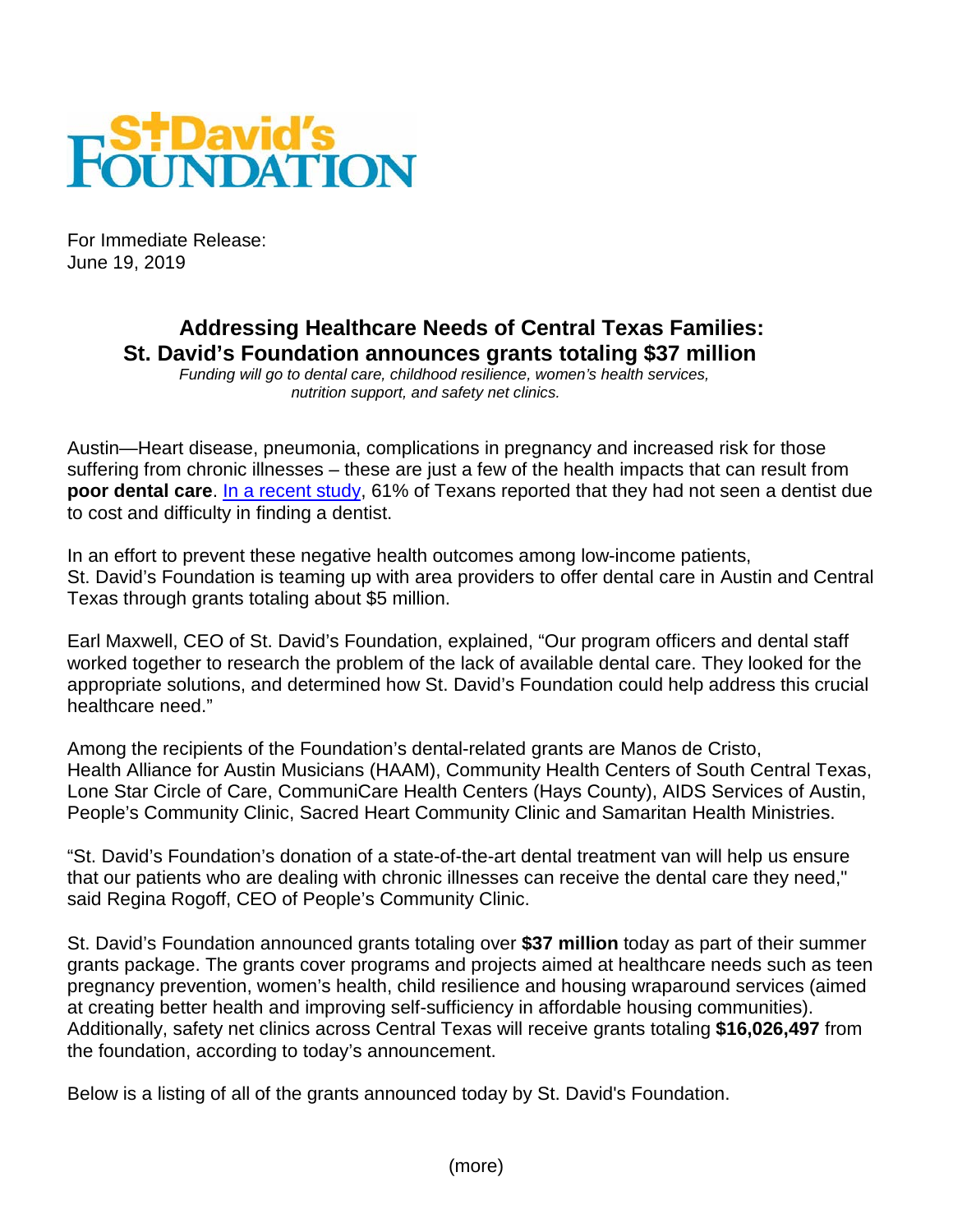St. David's Foundation

For Immediate Release:
June 19, 2019

## Addressing Healthcare Needs of Central Texas Families: St. David's Foundation announces grants totaling $37 million

*Funding will go to dental care, childhood resilience, women's health services, nutrition support, and safety net clinics.*

Austin—Heart disease, pneumonia, complications in pregnancy and increased risk for those suffering from chronic illnesses – these are just a few of the health impacts that can result from **poor dental care**. [In a recent study](), 61% of Texans reported that they had not seen a dentist due to cost and difficulty in finding a dentist.

In an effort to prevent these negative health outcomes among low-income patients, St. David's Foundation is teaming up with area providers to offer dental care in Austin and Central Texas through grants totaling about $5 million.

Earl Maxwell, CEO of St. David's Foundation, explained, "Our program officers and dental staff worked together to research the problem of the lack of available dental care. They looked for the appropriate solutions, and determined how St. David's Foundation could help address this crucial healthcare need."

Among the recipients of the Foundation's dental-related grants are Manos de Cristo, Health Alliance for Austin Musicians (HAAM), Community Health Centers of South Central Texas, Lone Star Circle of Care, CommuniCare Health Centers (Hays County), AIDS Services of Austin, People's Community Clinic, Sacred Heart Community Clinic and Samaritan Health Ministries.

"St. David's Foundation's donation of a state-of-the-art dental treatment van will help us ensure that our patients who are dealing with chronic illnesses can receive the dental care they need," said Regina Rogoff, CEO of People's Community Clinic.

St. David's Foundation announced grants totaling over **$37 million** today as part of their summer grants package. The grants cover programs and projects aimed at healthcare needs such as teen pregnancy prevention, women's health, child resilience and housing wraparound services (aimed at creating better health and improving self-sufficiency in affordable housing communities). Additionally, safety net clinics across Central Texas will receive grants totaling **$16,026,497** from the foundation, according to today's announcement.

Below is a listing of all of the grants announced today by St. David's Foundation.

(more)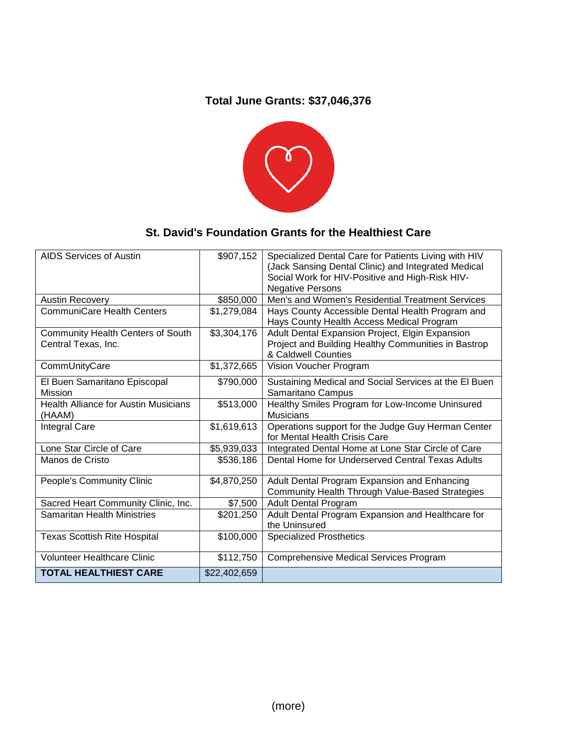**Total June Grants: $37,046,376**

## St. David's Foundation Grants for the Healthiest Care

| | | |
|---|---|---|
| AIDS Services of Austin | $907,152 | Specialized Dental Care for Patients Living with HIV (Jack Sansing Dental Clinic) and Integrated Medical Social Work for HIV-Positive and High-Risk HIV-Negative Persons |
| Austin Recovery | $850,000 | Men's and Women's Residential Treatment Services |
| CommuniCare Health Centers | $1,279,084 | Hays County Accessible Dental Health Program and Hays County Health Access Medical Program |
| Community Health Centers of South Central Texas, Inc. | $3,304,176 | Adult Dental Expansion Project, Elgin Expansion Project and Building Healthy Communities in Bastrop & Caldwell Counties |
| CommUnityCare | $1,372,665 | Vision Voucher Program |
| El Buen Samaritano Episcopal Mission | $790,000 | Sustaining Medical and Social Services at the El Buen Samaritano Campus |
| Health Alliance for Austin Musicians (HAAM) | $513,000 | Healthy Smiles Program for Low-Income Uninsured Musicians |
| Integral Care | $1,619,613 | Operations support for the Judge Guy Herman Center for Mental Health Crisis Care |
| Lone Star Circle of Care | $5,939,033 | Integrated Dental Home at Lone Star Circle of Care |
| Manos de Cristo | $536,186 | Dental Home for Underserved Central Texas Adults |
| People's Community Clinic | $4,870,250 | Adult Dental Program Expansion and Enhancing Community Health Through Value-Based Strategies |
| Sacred Heart Community Clinic, Inc. | $7,500 | Adult Dental Program |
| Samaritan Health Ministries | $201,250 | Adult Dental Program Expansion and Healthcare for the Uninsured |
| Texas Scottish Rite Hospital | $100,000 | Specialized Prosthetics |
| Volunteer Healthcare Clinic | $112,750 | Comprehensive Medical Services Program |
| **TOTAL HEALTHIEST CARE** | $22,402,659 | |

(more)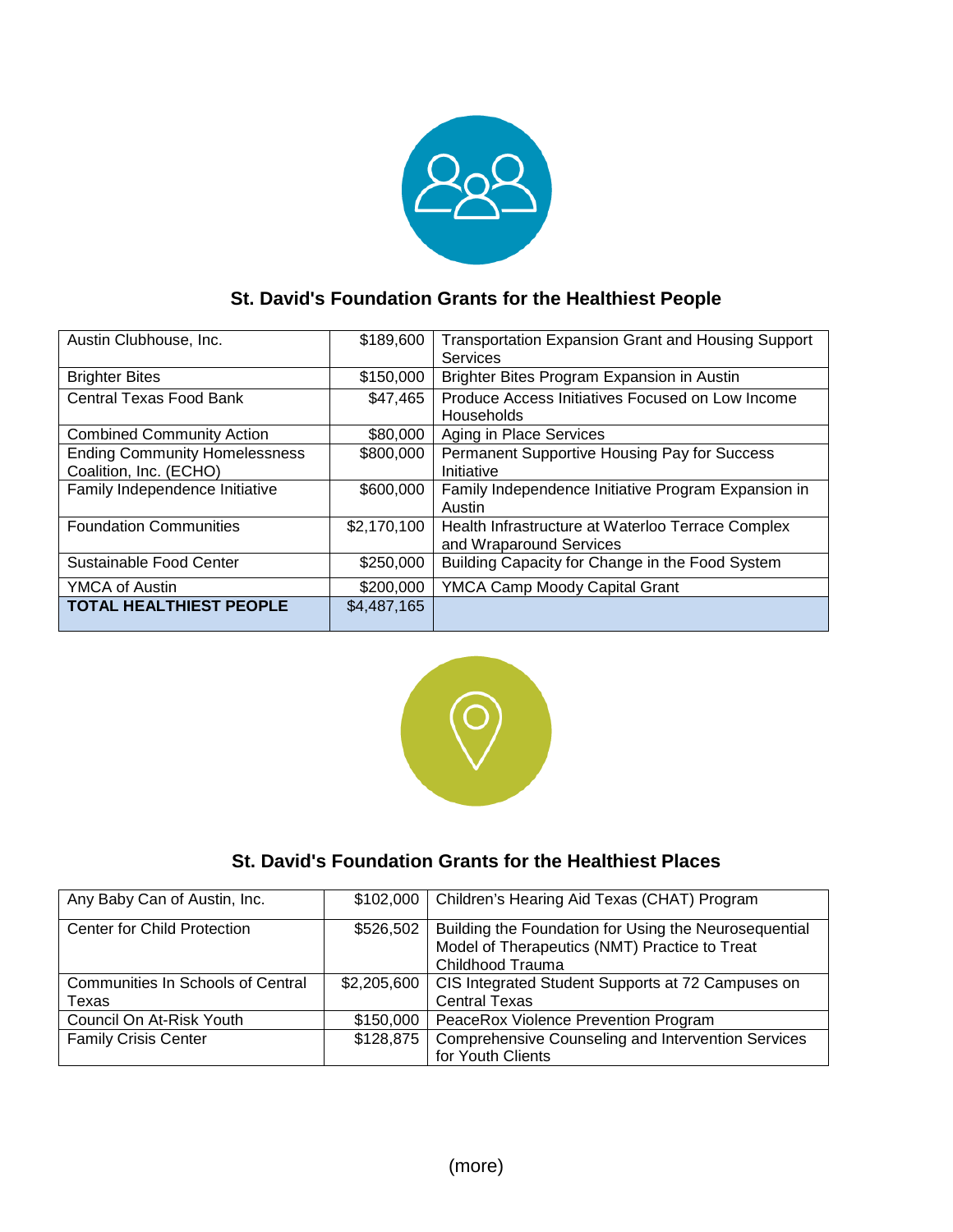## St. David's Foundation Grants for the Healthiest People

| | | |
|---|---|---|
| Austin Clubhouse, Inc. | $189,600 | Transportation Expansion Grant and Housing Support Services |
| Brighter Bites | $150,000 | Brighter Bites Program Expansion in Austin |
| Central Texas Food Bank | $47,465 | Produce Access Initiatives Focused on Low Income Households |
| Combined Community Action | $80,000 | Aging in Place Services |
| Ending Community Homelessness Coalition, Inc. (ECHO) | $800,000 | Permanent Supportive Housing Pay for Success Initiative |
| Family Independence Initiative | $600,000 | Family Independence Initiative Program Expansion in Austin |
| Foundation Communities | $2,170,100 | Health Infrastructure at Waterloo Terrace Complex and Wraparound Services |
| Sustainable Food Center | $250,000 | Building Capacity for Change in the Food System |
| YMCA of Austin | $200,000 | YMCA Camp Moody Capital Grant |
| **TOTAL HEALTHIEST PEOPLE** | $4,487,165 | |

## St. David's Foundation Grants for the Healthiest Places

| | | |
|---|---|---|
| Any Baby Can of Austin, Inc. | $102,000 | Children's Hearing Aid Texas (CHAT) Program |
| Center for Child Protection | $526,502 | Building the Foundation for Using the Neurosequential Model of Therapeutics (NMT) Practice to Treat Childhood Trauma |
| Communities In Schools of Central Texas | $2,205,600 | CIS Integrated Student Supports at 72 Campuses on Central Texas |
| Council On At-Risk Youth | $150,000 | PeaceRox Violence Prevention Program |
| Family Crisis Center | $128,875 | Comprehensive Counseling and Intervention Services for Youth Clients |

(more)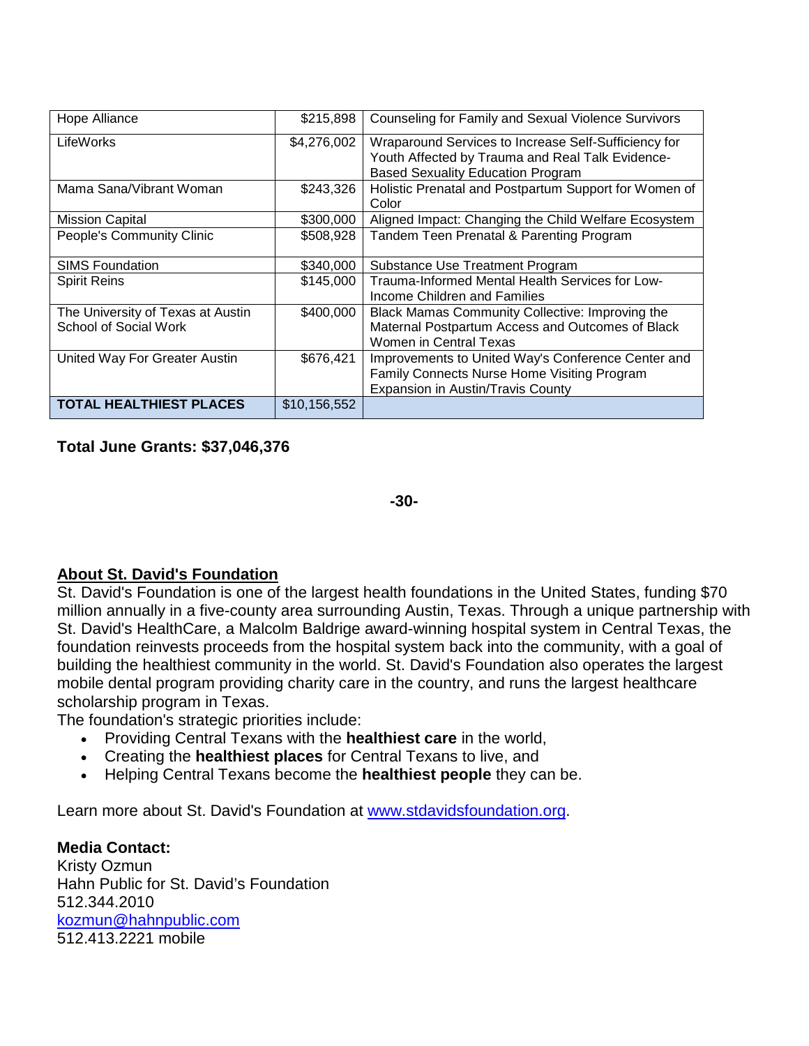| | | |
|---|---|---|
| Hope Alliance | $215,898 | Counseling for Family and Sexual Violence Survivors |
| LifeWorks | $4,276,002 | Wraparound Services to Increase Self-Sufficiency for Youth Affected by Trauma and Real Talk Evidence-Based Sexuality Education Program |
| Mama Sana/Vibrant Woman | $243,326 | Holistic Prenatal and Postpartum Support for Women of Color |
| Mission Capital | $300,000 | Aligned Impact: Changing the Child Welfare Ecosystem |
| People's Community Clinic | $508,928 | Tandem Teen Prenatal & Parenting Program |
| SIMS Foundation | $340,000 | Substance Use Treatment Program |
| Spirit Reins | $145,000 | Trauma-Informed Mental Health Services for Low-Income Children and Families |
| The University of Texas at Austin School of Social Work | $400,000 | Black Mamas Community Collective: Improving the Maternal Postpartum Access and Outcomes of Black Women in Central Texas |
| United Way For Greater Austin | $676,421 | Improvements to United Way's Conference Center and Family Connects Nurse Home Visiting Program Expansion in Austin/Travis County |
| **TOTAL HEALTHIEST PLACES** | $10,156,552 | |

**Total June Grants: $37,046,376**

**-30-**

**About St. David's Foundation**

St. David's Foundation is one of the largest health foundations in the United States, funding $70 million annually in a five-county area surrounding Austin, Texas. Through a unique partnership with St. David's HealthCare, a Malcolm Baldrige award-winning hospital system in Central Texas, the foundation reinvests proceeds from the hospital system back into the community, with a goal of building the healthiest community in the world. St. David's Foundation also operates the largest mobile dental program providing charity care in the country, and runs the largest healthcare scholarship program in Texas.

The foundation's strategic priorities include:

- Providing Central Texans with the **healthiest care** in the world,
- Creating the **healthiest places** for Central Texans to live, and
- Helping Central Texans become the **healthiest people** they can be.

Learn more about St. David's Foundation at www.stdavidsfoundation.org.

**Media Contact:**
Kristy Ozmun
Hahn Public for St. David's Foundation
512.344.2010
kozmun@hahnpublic.com
512.413.2221 mobile